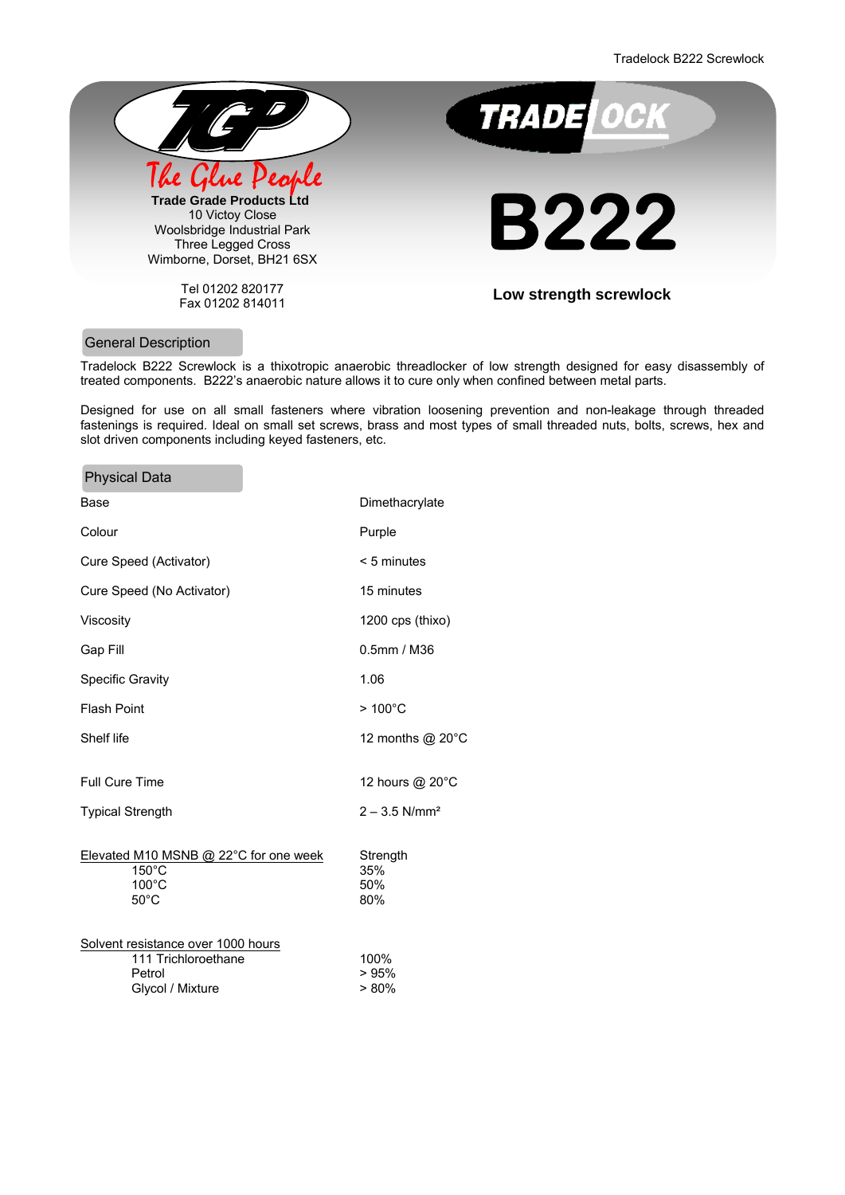TGP

The Glue People

**Trade Grade Products Ltd**
10 Victoy Close
Woolsbridge Industrial Park
Three Legged Cross
Wimborne, Dorset, BH21 6SX

Tel 01202 820177
Fax 01202 814011

TRADELOCK

# B222

**Low strength screwlock**

## General Description

Tradelock B222 Screwlock is a thixotropic anaerobic threadlocker of low strength designed for easy disassembly of treated components. B222's anaerobic nature allows it to cure only when confined between metal parts.

Designed for use on all small fasteners where vibration loosening prevention and non-leakage through threaded fastenings is required. Ideal on small set screws, brass and most types of small threaded nuts, bolts, screws, hex and slot driven components including keyed fasteners, etc.

## Physical Data

| | |
|---|---|
| Base | Dimethacrylate |
| Colour | Purple |
| Cure Speed (Activator) | < 5 minutes |
| Cure Speed (No Activator) | 15 minutes |
| Viscosity | 1200 cps (thixo) |
| Gap Fill | 0.5mm / M36 |
| Specific Gravity | 1.06 |
| Flash Point | > 100°C |
| Shelf life | 12 months @ 20°C |
| Full Cure Time | 12 hours @ 20°C |
| Typical Strength | 2 – 3.5 N/mm² |

| Elevated M10 MSNB @ 22°C for one week | Strength |
|---|---|
| 150°C | 35% |
| 100°C | 50% |
| 50°C | 80% |

| Solvent resistance over 1000 hours | |
|---|---|
| 111 Trichloroethane | 100% |
| Petrol | > 95% |
| Glycol / Mixture | > 80% |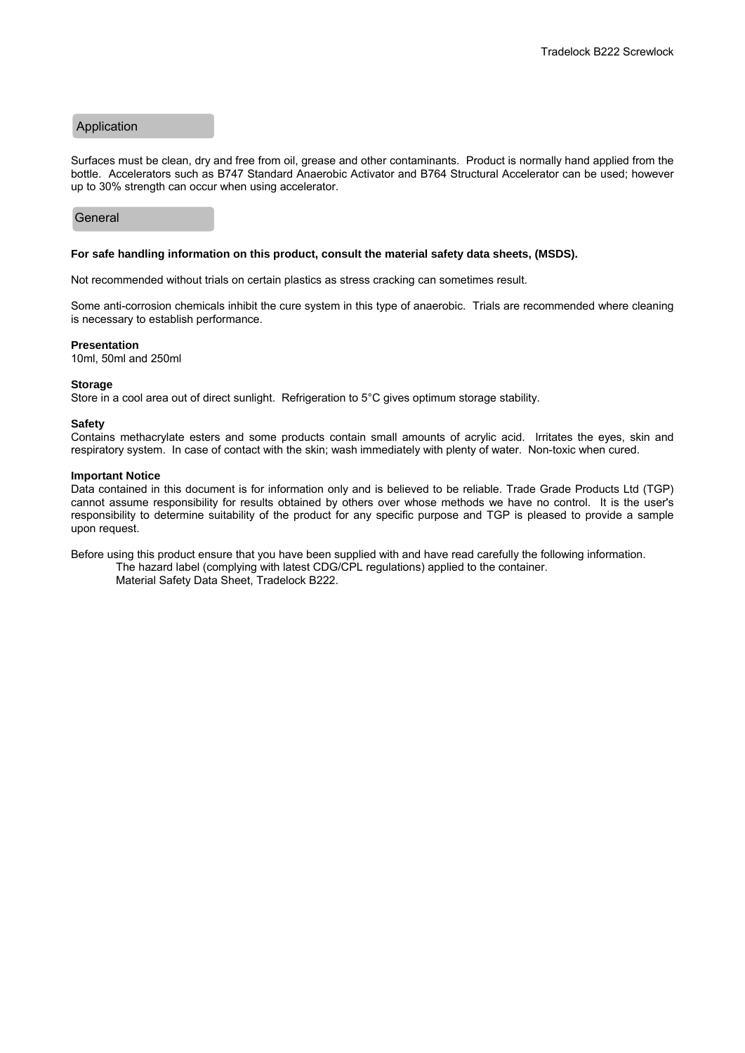## Application

Surfaces must be clean, dry and free from oil, grease and other contaminants. Product is normally hand applied from the bottle. Accelerators such as B747 Standard Anaerobic Activator and B764 Structural Accelerator can be used; however up to 30% strength can occur when using accelerator.

## General

**For safe handling information on this product, consult the material safety data sheets, (MSDS).**

Not recommended without trials on certain plastics as stress cracking can sometimes result.

Some anti-corrosion chemicals inhibit the cure system in this type of anaerobic. Trials are recommended where cleaning is necessary to establish performance.

**Presentation**
10ml, 50ml and 250ml

**Storage**
Store in a cool area out of direct sunlight. Refrigeration to 5°C gives optimum storage stability.

**Safety**
Contains methacrylate esters and some products contain small amounts of acrylic acid. Irritates the eyes, skin and respiratory system. In case of contact with the skin; wash immediately with plenty of water. Non-toxic when cured.

**Important Notice**
Data contained in this document is for information only and is believed to be reliable. Trade Grade Products Ltd (TGP) cannot assume responsibility for results obtained by others over whose methods we have no control. It is the user's responsibility to determine suitability of the product for any specific purpose and TGP is pleased to provide a sample upon request.

Before using this product ensure that you have been supplied with and have read carefully the following information.

The hazard label (complying with latest CDG/CPL regulations) applied to the container.
Material Safety Data Sheet, Tradelock B222.